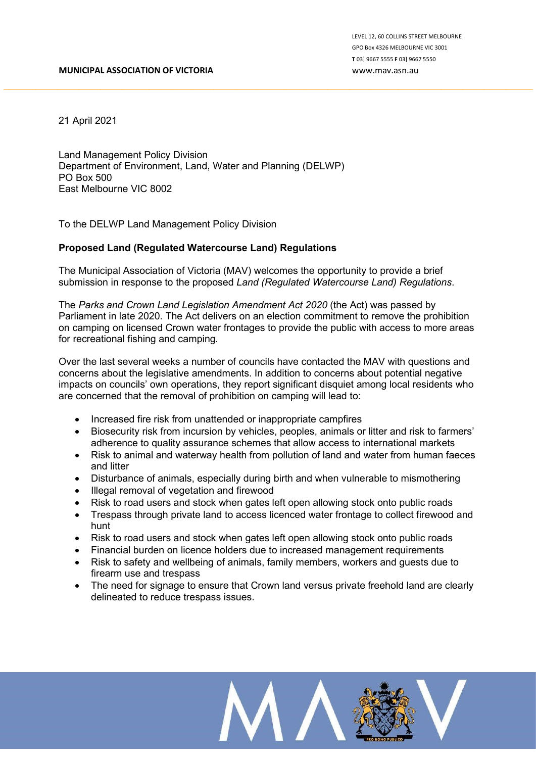**MUNICIPAL ASSOCIATION OF VICTORIA**

LEVEL 12, 60 COLLINS STREET MELBOURNE
GPO Box 4326 MELBOURNE VIC 3001
**T** 03] 9667 5555 **F** 03] 9667 5550
www.mav.asn.au

21 April 2021

Land Management Policy Division
Department of Environment, Land, Water and Planning (DELWP)
PO Box 500
East Melbourne VIC 8002

To the DELWP Land Management Policy Division

**Proposed Land (Regulated Watercourse Land) Regulations**

The Municipal Association of Victoria (MAV) welcomes the opportunity to provide a brief submission in response to the proposed *Land (Regulated Watercourse Land) Regulations*.

The *Parks and Crown Land Legislation Amendment Act 2020* (the Act) was passed by Parliament in late 2020. The Act delivers on an election commitment to remove the prohibition on camping on licensed Crown water frontages to provide the public with access to more areas for recreational fishing and camping.

Over the last several weeks a number of councils have contacted the MAV with questions and concerns about the legislative amendments. In addition to concerns about potential negative impacts on councils' own operations, they report significant disquiet among local residents who are concerned that the removal of prohibition on camping will lead to:

- Increased fire risk from unattended or inappropriate campfires
- Biosecurity risk from incursion by vehicles, peoples, animals or litter and risk to farmers' adherence to quality assurance schemes that allow access to international markets
- Risk to animal and waterway health from pollution of land and water from human faeces and litter
- Disturbance of animals, especially during birth and when vulnerable to mismothering
- Illegal removal of vegetation and firewood
- Risk to road users and stock when gates left open allowing stock onto public roads
- Trespass through private land to access licenced water frontage to collect firewood and hunt
- Risk to road users and stock when gates left open allowing stock onto public roads
- Financial burden on licence holders due to increased management requirements
- Risk to safety and wellbeing of animals, family members, workers and guests due to firearm use and trespass
- The need for signage to ensure that Crown land versus private freehold land are clearly delineated to reduce trespass issues.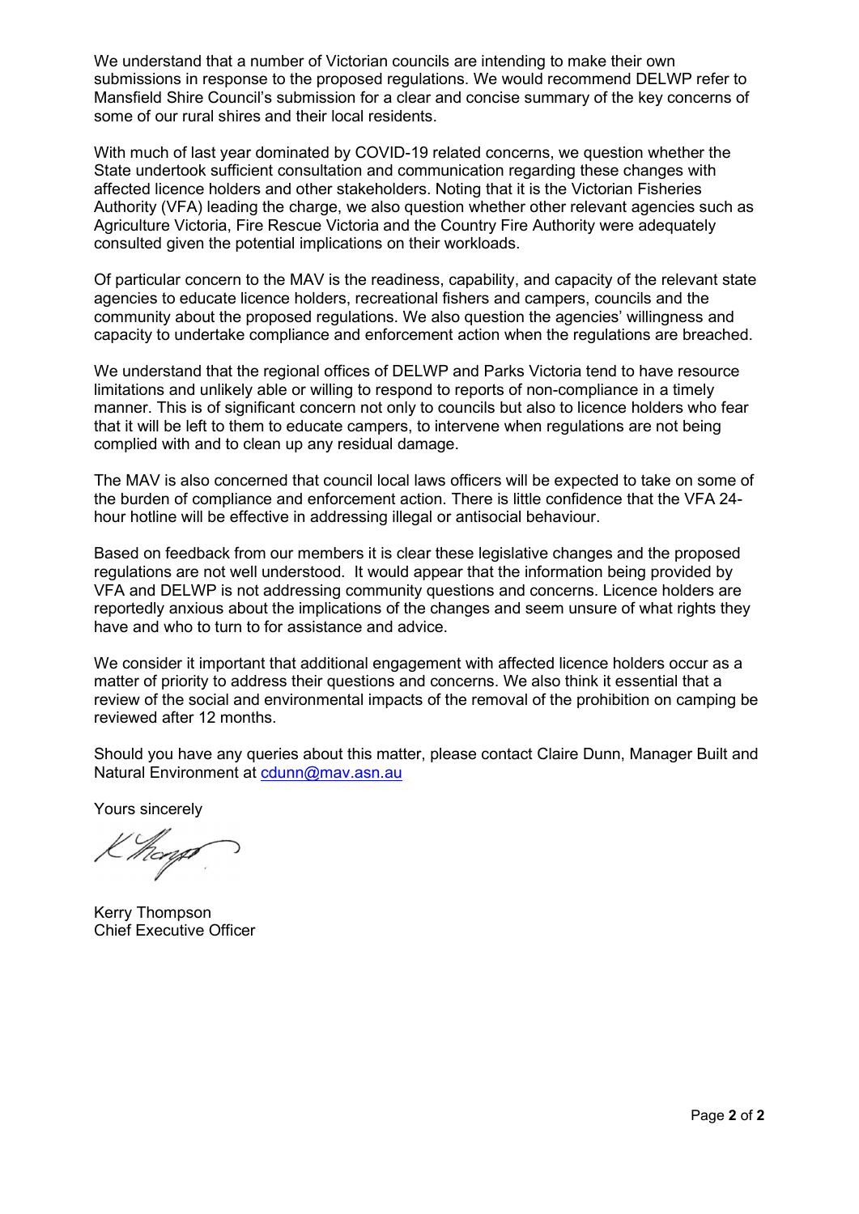We understand that a number of Victorian councils are intending to make their own submissions in response to the proposed regulations. We would recommend DELWP refer to Mansfield Shire Council's submission for a clear and concise summary of the key concerns of some of our rural shires and their local residents.

With much of last year dominated by COVID-19 related concerns, we question whether the State undertook sufficient consultation and communication regarding these changes with affected licence holders and other stakeholders. Noting that it is the Victorian Fisheries Authority (VFA) leading the charge, we also question whether other relevant agencies such as Agriculture Victoria, Fire Rescue Victoria and the Country Fire Authority were adequately consulted given the potential implications on their workloads.

Of particular concern to the MAV is the readiness, capability, and capacity of the relevant state agencies to educate licence holders, recreational fishers and campers, councils and the community about the proposed regulations. We also question the agencies' willingness and capacity to undertake compliance and enforcement action when the regulations are breached.

We understand that the regional offices of DELWP and Parks Victoria tend to have resource limitations and unlikely able or willing to respond to reports of non-compliance in a timely manner. This is of significant concern not only to councils but also to licence holders who fear that it will be left to them to educate campers, to intervene when regulations are not being complied with and to clean up any residual damage.

The MAV is also concerned that council local laws officers will be expected to take on some of the burden of compliance and enforcement action. There is little confidence that the VFA 24-hour hotline will be effective in addressing illegal or antisocial behaviour.

Based on feedback from our members it is clear these legislative changes and the proposed regulations are not well understood. It would appear that the information being provided by VFA and DELWP is not addressing community questions and concerns. Licence holders are reportedly anxious about the implications of the changes and seem unsure of what rights they have and who to turn to for assistance and advice.

We consider it important that additional engagement with affected licence holders occur as a matter of priority to address their questions and concerns. We also think it essential that a review of the social and environmental impacts of the removal of the prohibition on camping be reviewed after 12 months.

Should you have any queries about this matter, please contact Claire Dunn, Manager Built and Natural Environment at cdunn@mav.asn.au

Yours sincerely

Kerry Thompson
Chief Executive Officer